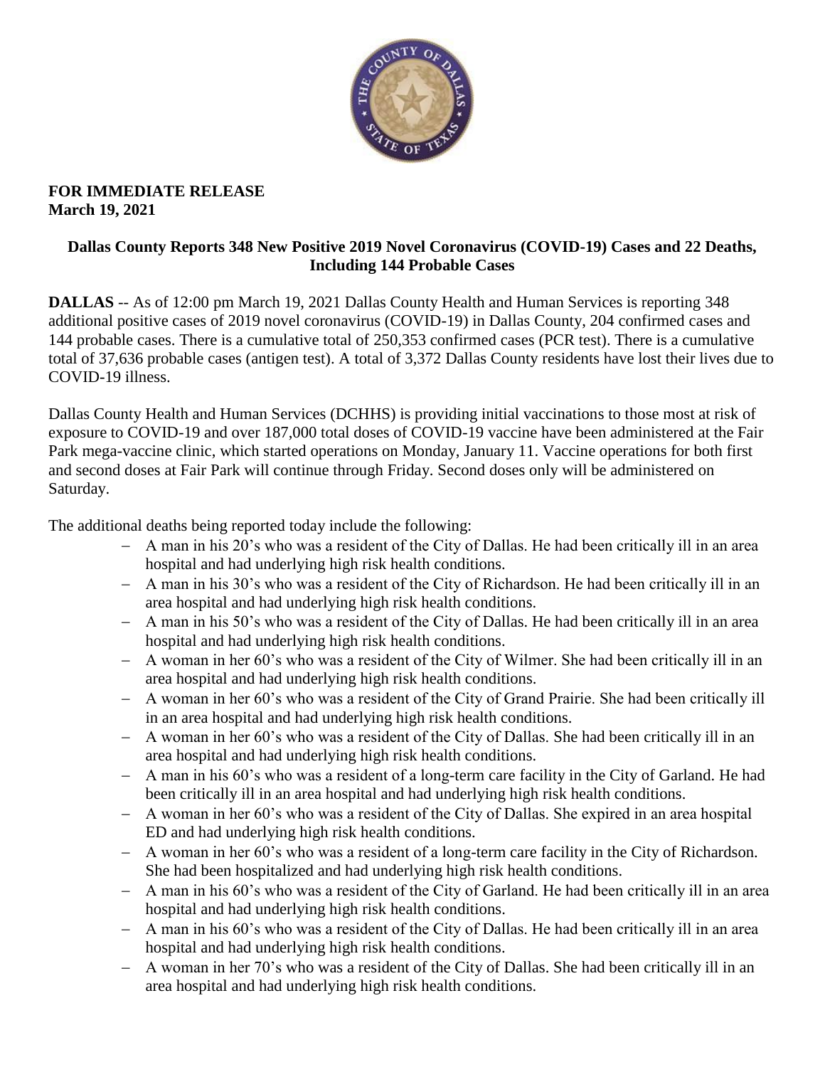**FOR IMMEDIATE RELEASE**
**March 19, 2021**

## Dallas County Reports 348 New Positive 2019 Novel Coronavirus (COVID-19) Cases and 22 Deaths, Including 144 Probable Cases

**DALLAS** -- As of 12:00 pm March 19, 2021 Dallas County Health and Human Services is reporting 348 additional positive cases of 2019 novel coronavirus (COVID-19) in Dallas County, 204 confirmed cases and 144 probable cases. There is a cumulative total of 250,353 confirmed cases (PCR test). There is a cumulative total of 37,636 probable cases (antigen test). A total of 3,372 Dallas County residents have lost their lives due to COVID-19 illness.

Dallas County Health and Human Services (DCHHS) is providing initial vaccinations to those most at risk of exposure to COVID-19 and over 187,000 total doses of COVID-19 vaccine have been administered at the Fair Park mega-vaccine clinic, which started operations on Monday, January 11. Vaccine operations for both first and second doses at Fair Park will continue through Friday. Second doses only will be administered on Saturday.

The additional deaths being reported today include the following:

- A man in his 20's who was a resident of the City of Dallas. He had been critically ill in an area hospital and had underlying high risk health conditions.
- A man in his 30's who was a resident of the City of Richardson. He had been critically ill in an area hospital and had underlying high risk health conditions.
- A man in his 50's who was a resident of the City of Dallas. He had been critically ill in an area hospital and had underlying high risk health conditions.
- A woman in her 60's who was a resident of the City of Wilmer. She had been critically ill in an area hospital and had underlying high risk health conditions.
- A woman in her 60's who was a resident of the City of Grand Prairie. She had been critically ill in an area hospital and had underlying high risk health conditions.
- A woman in her 60's who was a resident of the City of Dallas. She had been critically ill in an area hospital and had underlying high risk health conditions.
- A man in his 60's who was a resident of a long-term care facility in the City of Garland. He had been critically ill in an area hospital and had underlying high risk health conditions.
- A woman in her 60's who was a resident of the City of Dallas. She expired in an area hospital ED and had underlying high risk health conditions.
- A woman in her 60's who was a resident of a long-term care facility in the City of Richardson. She had been hospitalized and had underlying high risk health conditions.
- A man in his 60's who was a resident of the City of Garland. He had been critically ill in an area hospital and had underlying high risk health conditions.
- A man in his 60's who was a resident of the City of Dallas. He had been critically ill in an area hospital and had underlying high risk health conditions.
- A woman in her 70's who was a resident of the City of Dallas. She had been critically ill in an area hospital and had underlying high risk health conditions.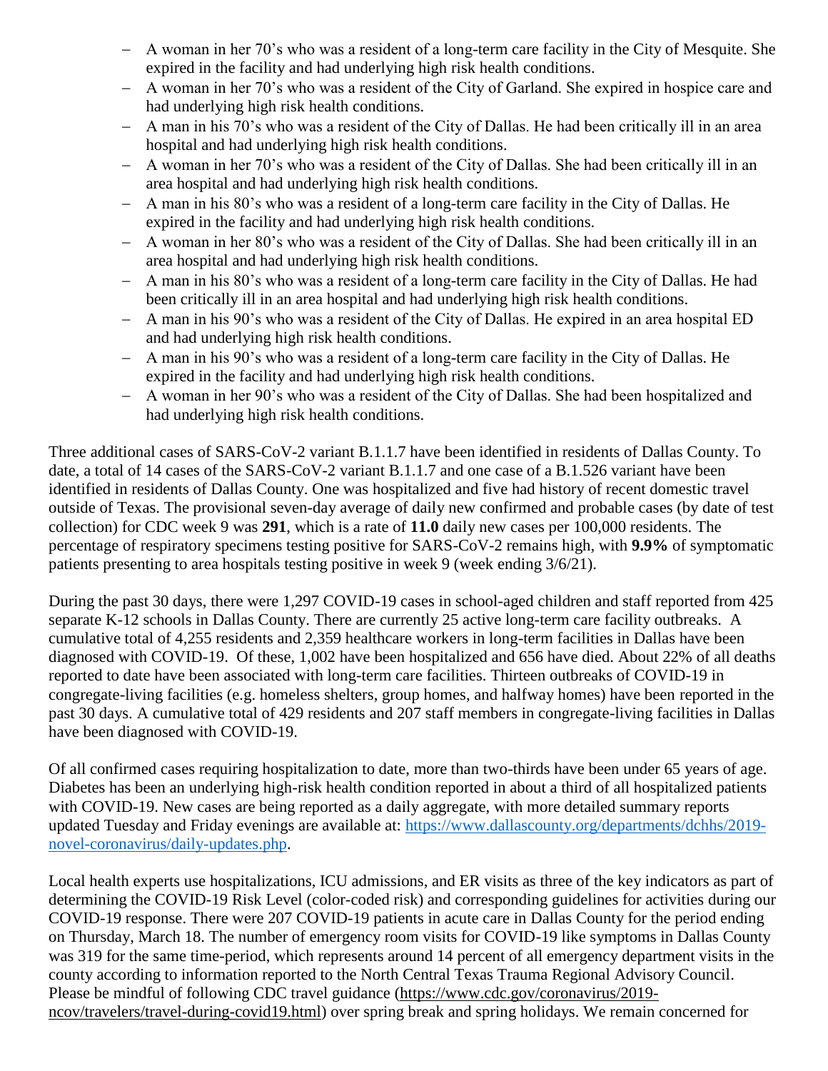- A woman in her 70's who was a resident of a long-term care facility in the City of Mesquite. She expired in the facility and had underlying high risk health conditions.
- A woman in her 70's who was a resident of the City of Garland. She expired in hospice care and had underlying high risk health conditions.
- A man in his 70's who was a resident of the City of Dallas. He had been critically ill in an area hospital and had underlying high risk health conditions.
- A woman in her 70's who was a resident of the City of Dallas. She had been critically ill in an area hospital and had underlying high risk health conditions.
- A man in his 80's who was a resident of a long-term care facility in the City of Dallas. He expired in the facility and had underlying high risk health conditions.
- A woman in her 80's who was a resident of the City of Dallas. She had been critically ill in an area hospital and had underlying high risk health conditions.
- A man in his 80's who was a resident of a long-term care facility in the City of Dallas. He had been critically ill in an area hospital and had underlying high risk health conditions.
- A man in his 90's who was a resident of the City of Dallas. He expired in an area hospital ED and had underlying high risk health conditions.
- A man in his 90's who was a resident of a long-term care facility in the City of Dallas. He expired in the facility and had underlying high risk health conditions.
- A woman in her 90's who was a resident of the City of Dallas. She had been hospitalized and had underlying high risk health conditions.

Three additional cases of SARS-CoV-2 variant B.1.1.7 have been identified in residents of Dallas County. To date, a total of 14 cases of the SARS-CoV-2 variant B.1.1.7 and one case of a B.1.526 variant have been identified in residents of Dallas County. One was hospitalized and five had history of recent domestic travel outside of Texas. The provisional seven-day average of daily new confirmed and probable cases (by date of test collection) for CDC week 9 was **291**, which is a rate of **11.0** daily new cases per 100,000 residents. The percentage of respiratory specimens testing positive for SARS-CoV-2 remains high, with **9.9%** of symptomatic patients presenting to area hospitals testing positive in week 9 (week ending 3/6/21).

During the past 30 days, there were 1,297 COVID-19 cases in school-aged children and staff reported from 425 separate K-12 schools in Dallas County. There are currently 25 active long-term care facility outbreaks. A cumulative total of 4,255 residents and 2,359 healthcare workers in long-term facilities in Dallas have been diagnosed with COVID-19. Of these, 1,002 have been hospitalized and 656 have died. About 22% of all deaths reported to date have been associated with long-term care facilities. Thirteen outbreaks of COVID-19 in congregate-living facilities (e.g. homeless shelters, group homes, and halfway homes) have been reported in the past 30 days. A cumulative total of 429 residents and 207 staff members in congregate-living facilities in Dallas have been diagnosed with COVID-19.

Of all confirmed cases requiring hospitalization to date, more than two-thirds have been under 65 years of age. Diabetes has been an underlying high-risk health condition reported in about a third of all hospitalized patients with COVID-19. New cases are being reported as a daily aggregate, with more detailed summary reports updated Tuesday and Friday evenings are available at: [https://www.dallascounty.org/departments/dchhs/2019-novel-coronavirus/daily-updates.php](https://www.dallascounty.org/departments/dchhs/2019-novel-coronavirus/daily-updates.php).

Local health experts use hospitalizations, ICU admissions, and ER visits as three of the key indicators as part of determining the COVID-19 Risk Level (color-coded risk) and corresponding guidelines for activities during our COVID-19 response. There were 207 COVID-19 patients in acute care in Dallas County for the period ending on Thursday, March 18. The number of emergency room visits for COVID-19 like symptoms in Dallas County was 319 for the same time-period, which represents around 14 percent of all emergency department visits in the county according to information reported to the North Central Texas Trauma Regional Advisory Council. Please be mindful of following CDC travel guidance ([https://www.cdc.gov/coronavirus/2019-ncov/travelers/travel-during-covid19.html](https://www.cdc.gov/coronavirus/2019-ncov/travelers/travel-during-covid19.html)) over spring break and spring holidays. We remain concerned for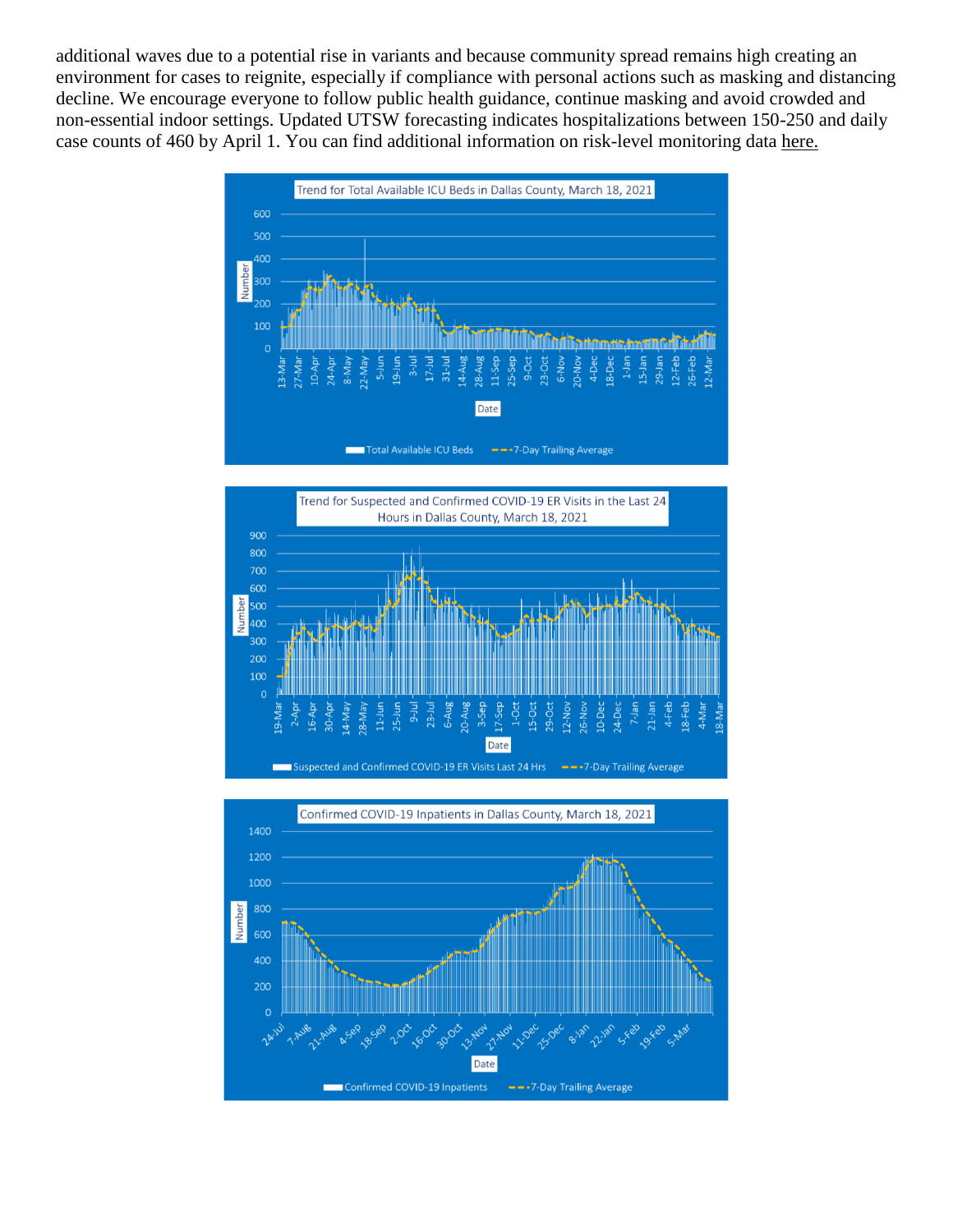additional waves due to a potential rise in variants and because community spread remains high creating an environment for cases to reignite, especially if compliance with personal actions such as masking and distancing decline. We encourage everyone to follow public health guidance, continue masking and avoid crowded and non-essential indoor settings. Updated UTSW forecasting indicates hospitalizations between 150-250 and daily case counts of 460 by April 1. You can find additional information on risk-level monitoring data here.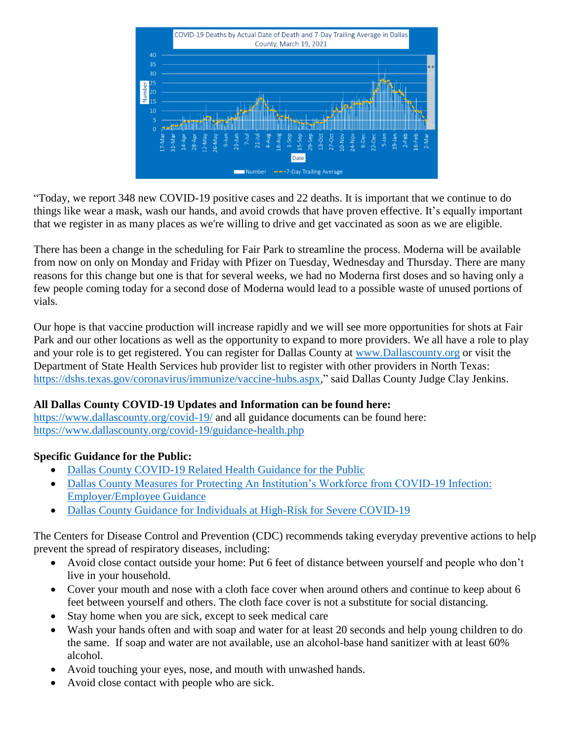“Today, we report 348 new COVID-19 positive cases and 22 deaths. It is important that we continue to do things like wear a mask, wash our hands, and avoid crowds that have proven effective. It’s equally important that we register in as many places as we're willing to drive and get vaccinated as soon as we are eligible.

There has been a change in the scheduling for Fair Park to streamline the process. Moderna will be available from now on only on Monday and Friday with Pfizer on Tuesday, Wednesday and Thursday. There are many reasons for this change but one is that for several weeks, we had no Moderna first doses and so having only a few people coming today for a second dose of Moderna would lead to a possible waste of unused portions of vials.

Our hope is that vaccine production will increase rapidly and we will see more opportunities for shots at Fair Park and our other locations as well as the opportunity to expand to more providers. We all have a role to play and your role is to get registered. You can register for Dallas County at [www.Dallascounty.org](www.Dallascounty.org) or visit the Department of State Health Services hub provider list to register with other providers in North Texas: [https://dshs.texas.gov/coronavirus/immunize/vaccine-hubs.aspx](https://dshs.texas.gov/coronavirus/immunize/vaccine-hubs.aspx),” said Dallas County Judge Clay Jenkins.

**All Dallas County COVID-19 Updates and Information can be found here:**
[https://www.dallascounty.org/covid-19/](https://www.dallascounty.org/covid-19/) and all guidance documents can be found here: [https://www.dallascounty.org/covid-19/guidance-health.php](https://www.dallascounty.org/covid-19/guidance-health.php)

**Specific Guidance for the Public:**

- Dallas County COVID-19 Related Health Guidance for the Public
- Dallas County Measures for Protecting An Institution’s Workforce from COVID-19 Infection: Employer/Employee Guidance
- Dallas County Guidance for Individuals at High-Risk for Severe COVID-19

The Centers for Disease Control and Prevention (CDC) recommends taking everyday preventive actions to help prevent the spread of respiratory diseases, including:

- Avoid close contact outside your home: Put 6 feet of distance between yourself and people who don’t live in your household.
- Cover your mouth and nose with a cloth face cover when around others and continue to keep about 6 feet between yourself and others. The cloth face cover is not a substitute for social distancing.
- Stay home when you are sick, except to seek medical care
- Wash your hands often and with soap and water for at least 20 seconds and help young children to do the same. If soap and water are not available, use an alcohol-base hand sanitizer with at least 60% alcohol.
- Avoid touching your eyes, nose, and mouth with unwashed hands.
- Avoid close contact with people who are sick.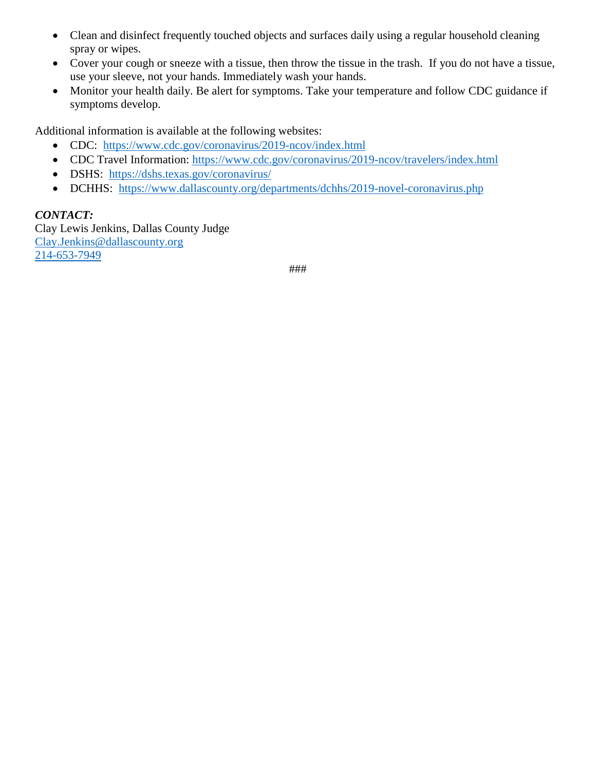- Clean and disinfect frequently touched objects and surfaces daily using a regular household cleaning spray or wipes.
- Cover your cough or sneeze with a tissue, then throw the tissue in the trash. If you do not have a tissue, use your sleeve, not your hands. Immediately wash your hands.
- Monitor your health daily. Be alert for symptoms. Take your temperature and follow CDC guidance if symptoms develop.

Additional information is available at the following websites:

- CDC: https://www.cdc.gov/coronavirus/2019-ncov/index.html
- CDC Travel Information: https://www.cdc.gov/coronavirus/2019-ncov/travelers/index.html
- DSHS: https://dshs.texas.gov/coronavirus/
- DCHHS: https://www.dallascounty.org/departments/dchhs/2019-novel-coronavirus.php

***CONTACT:***
Clay Lewis Jenkins, Dallas County Judge
Clay.Jenkins@dallascounty.org
214-653-7949

###